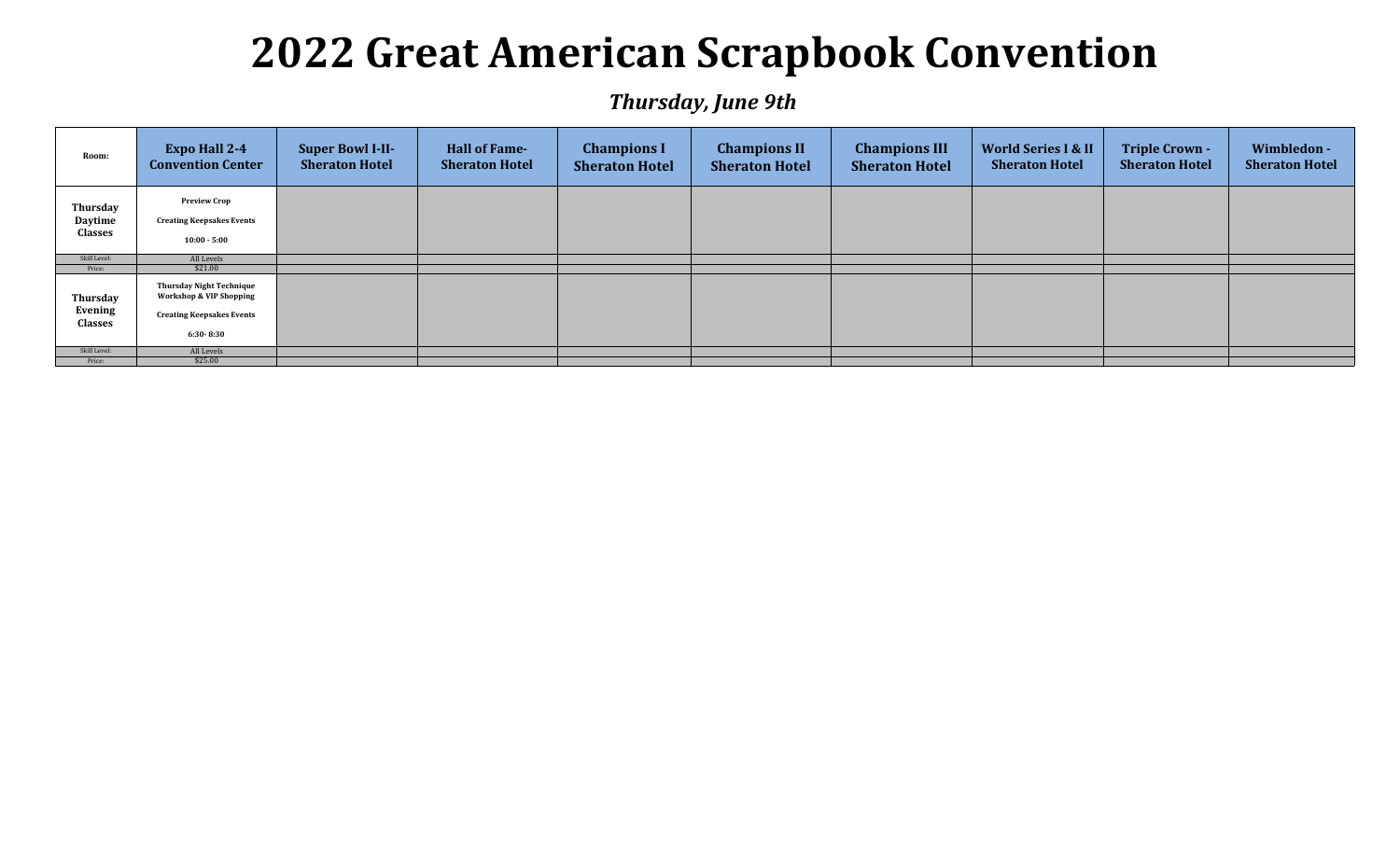# 2022 Great American Scrapbook Convention

## *Thursday, June 9th*

| Room: | Expo Hall 2-4 Convention Center | Super Bowl I-II- Sheraton Hotel | Hall of Fame- Sheraton Hotel | Champions I Sheraton Hotel | Champions II Sheraton Hotel | Champions III Sheraton Hotel | World Series I & II Sheraton Hotel | Triple Crown - Sheraton Hotel | Wimbledon - Sheraton Hotel |
|---|---|---|---|---|---|---|---|---|---|
| **Thursday Daytime Classes** | **Preview Crop**<br>**Creating Keepsakes Events**<br>**10:00 - 5:00** | | | | | | | | |
| Skill Level: | All Levels | | | | | | | | |
| Price: | $21.00 | | | | | | | | |
| **Thursday Evening Classes** | **Thursday Night Technique Workshop & VIP Shopping**<br>**Creating Keepsakes Events**<br>**6:30- 8:30** | | | | | | | | |
| Skill Level: | All Levels | | | | | | | | |
| Price: | $25.00 | | | | | | | | |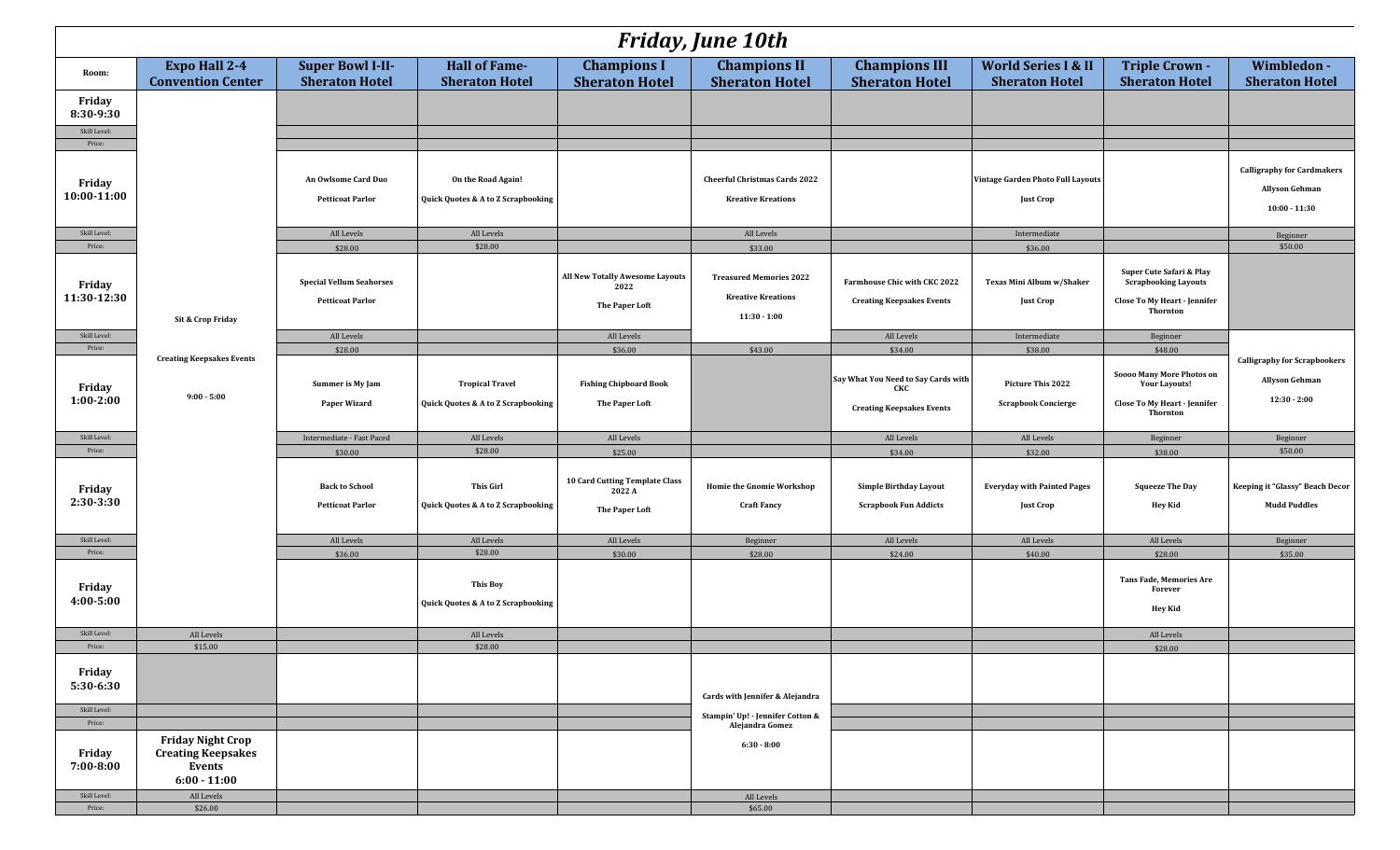# *Friday, June 10th*

| Room: | Expo Hall 2-4 Convention Center | Super Bowl I-II- Sheraton Hotel | Hall of Fame- Sheraton Hotel | Champions I Sheraton Hotel | Champions II Sheraton Hotel | Champions III Sheraton Hotel | World Series I & II Sheraton Hotel | Triple Crown - Sheraton Hotel | Wimbledon - Sheraton Hotel |
|---|---|---|---|---|---|---|---|---|---|
| **Friday 8:30-9:30** | Sit & Crop Friday<br>Creating Keepsakes Events<br>9:00 - 5:00 | | | | | | | | |
| Skill Level: | | | | | | | | | |
| Price: | | | | | | | | | |
| **Friday 10:00-11:00** | | An Owlsome Card Duo<br>Petticoat Parlor | On the Road Again!<br>Quick Quotes & A to Z Scrapbooking | | Cheerful Christmas Cards 2022<br>Kreative Kreations | | Vintage Garden Photo Full Layouts<br>Just Crop | | Calligraphy for Cardmakers<br>Allyson Gehman<br>10:00 - 11:30 |
| Skill Level: | | All Levels | All Levels | | All Levels | | Intermediate | | Beginner |
| Price: | | $28.00 | $28.00 | | $33.00 | | $36.00 | | $50.00 |
| **Friday 11:30-12:30** | | Special Vellum Seahorses<br>Petticoat Parlor | | All New Totally Awesome Layouts 2022<br>The Paper Loft | Treasured Memories 2022<br>Kreative Kreations<br>11:30 - 1:00 | Farmhouse Chic with CKC 2022<br>Creating Keepsakes Events | Texas Mini Album w/Shaker<br>Just Crop | Super Cute Safari & Play Scrapbooking Layouts<br>Close To My Heart - Jennifer Thornton | |
| Skill Level: | | All Levels | | All Levels | | All Levels | Intermediate | Beginner | Calligraphy for Scrapbookers<br>Allyson Gehman<br>12:30 - 2:00 |
| Price: | | $28.00 | | $36.00 | $43.00 | $34.00 | $38.00 | $48.00 | |
| **Friday 1:00-2:00** | | Summer is My Jam<br>Paper Wizard | Tropical Travel<br>Quick Quotes & A to Z Scrapbooking | Fishing Chipboard Book<br>The Paper Loft | | Say What You Need to Say Cards with CKC<br>Creating Keepsakes Events | Picture This 2022<br>Scrapbook Concierge | Soooo Many More Photos on Your Layouts!<br>Close To My Heart - Jennifer Thornton | |
| Skill Level: | | Intermediate - Fast Paced | All Levels | All Levels | | All Levels | All Levels | Beginner | Beginner |
| Price: | | $30.00 | $28.00 | $25.00 | | $34.00 | $32.00 | $38.00 | $50.00 |
| **Friday 2:30-3:30** | | Back to School<br>Petticoat Parlor | This Girl<br>Quick Quotes & A to Z Scrapbooking | 10 Card Cutting Template Class 2022 A<br>The Paper Loft | Homie the Gnomie Workshop<br>Craft Fancy | Simple Birthday Layout<br>Scrapbook Fun Addicts | Everyday with Painted Pages<br>Just Crop | Squeeze The Day<br>Hey Kid | Keeping it "Glassy" Beach Decor<br>Mudd Puddles |
| Skill Level: | | All Levels | All Levels | All Levels | Beginner | All Levels | All Levels | All Levels | Beginner |
| Price: | | $36.00 | $28.00 | $30.00 | $28.00 | $24.00 | $40.00 | $28.00 | $35.00 |
| **Friday 4:00-5:00** | | | This Boy<br>Quick Quotes & A to Z Scrapbooking | | | | | Tans Fade, Memories Are Forever<br>Hey Kid | |
| Skill Level: | All Levels | | All Levels | | | | | All Levels | |
| Price: | $15.00 | | $28.00 | | | | | $28.00 | |
| **Friday 5:30-6:30** | | | | | Cards with Jennifer & Alejandra<br>Stampin' Up! - Jennifer Cotton & Alejandra Gomez<br>6:30 - 8:00 | | | | |
| Skill Level: | | | | | | | | | |
| Price: | | | | | | | | | |
| **Friday 7:00-8:00** | **Friday Night Crop Creating Keepsakes Events 6:00 - 11:00** | | | | | | | | |
| Skill Level: | All Levels | | | | All Levels | | | | |
| Price: | $26.00 | | | | $65.00 | | | | |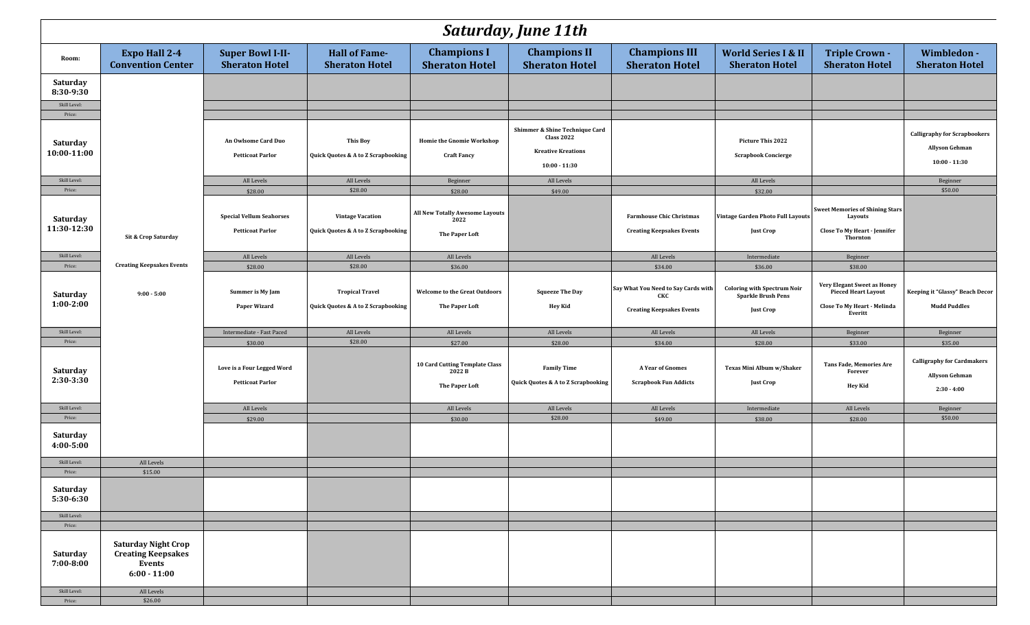# Saturday, June 11th

| Room: | Expo Hall 2-4 Convention Center | Super Bowl I-II-Sheraton Hotel | Hall of Fame-Sheraton Hotel | Champions I Sheraton Hotel | Champions II Sheraton Hotel | Champions III Sheraton Hotel | World Series I & II Sheraton Hotel | Triple Crown - Sheraton Hotel | Wimbledon - Sheraton Hotel |
|---|---|---|---|---|---|---|---|---|---|
| **Saturday 8:30-9:30** | Sit & Crop Saturday<br>Creating Keepsakes Events<br>9:00 - 5:00 | | | | | | | | |
| Skill Level: | | | | | | | | | |
| Price: | | | | | | | | | |
| **Saturday 10:00-11:00** | | **An Owlsome Card Duo**<br>**Petticoat Parlor** | **This Boy**<br>**Quick Quotes & A to Z Scrapbooking** | **Homie the Gnomie Workshop**<br>**Craft Fancy** | **Shimmer & Shine Technique Card Class 2022**<br>**Kreative Kreations**<br>**10:00 - 11:30** | | **Picture This 2022**<br>**Scrapbook Concierge** | | **Calligraphy for Scrapbookers**<br>**Allyson Gehman**<br>**10:00 - 11:30** |
| Skill Level: | | All Levels | All Levels | Beginner | All Levels | | All Levels | | Beginner |
| Price: | | $28.00 | $28.00 | $28.00 | $49.00 | | $32.00 | | $50.00 |
| **Saturday 11:30-12:30** | | **Special Vellum Seahorses**<br>**Petticoat Parlor** | **Vintage Vacation**<br>**Quick Quotes & A to Z Scrapbooking** | **All New Totally Awesome Layouts 2022**<br>**The Paper Loft** | | **Farmhouse Chic Christmas**<br>**Creating Keepsakes Events** | **Vintage Garden Photo Full Layouts**<br>**Just Crop** | **Sweet Memories of Shining Stars Layouts**<br>**Close To My Heart - Jennifer Thornton** | |
| Skill Level: | | All Levels | All Levels | All Levels | | All Levels | Intermediate | Beginner | |
| Price: | | $28.00 | $28.00 | $36.00 | | $34.00 | $36.00 | $38.00 | |
| **Saturday 1:00-2:00** | | **Summer is My Jam**<br>**Paper Wizard** | **Tropical Travel**<br>**Quick Quotes & A to Z Scrapbooking** | **Welcome to the Great Outdoors**<br>**The Paper Loft** | **Squeeze The Day**<br>**Hey Kid** | **Say What You Need to Say Cards with CKC**<br>**Creating Keepsakes Events** | **Coloring with Spectrum Noir Sparkle Brush Pens**<br>**Just Crop** | **Very Elegant Sweet as Honey Pieced Heart Layout**<br>**Close To My Heart - Melinda Everitt** | **Keeping it "Glassy" Beach Decor**<br>**Mudd Puddles** |
| Skill Level: | | Intermediate - Fast Paced | All Levels | All Levels | All Levels | All Levels | All Levels | Beginner | Beginner |
| Price: | | $30.00 | $28.00 | $27.00 | $28.00 | $34.00 | $28.00 | $33.00 | $35.00 |
| **Saturday 2:30-3:30** | | **Love is a Four Legged Word**<br>**Petticoat Parlor** | | **10 Card Cutting Template Class 2022 B**<br>**The Paper Loft** | **Family Time**<br>**Quick Quotes & A to Z Scrapbooking** | **A Year of Gnomes**<br>**Scrapbook Fun Addicts** | **Texas Mini Album w/Shaker**<br>**Just Crop** | **Tans Fade, Memories Are Forever**<br>**Hey Kid** | **Calligraphy for Cardmakers**<br>**Allyson Gehman**<br>**2:30 - 4:00** |
| Skill Level: | | All Levels | | All Levels | All Levels | All Levels | Intermediate | All Levels | Beginner |
| Price: | | $29.00 | | $30.00 | $28.00 | $49.00 | $38.00 | $28.00 | $50.00 |
| **Saturday 4:00-5:00** | | | | | | | | | |
| Skill Level: | All Levels | | | | | | | | |
| Price: | $15.00 | | | | | | | | |
| **Saturday 5:30-6:30** | | | | | | | | | |
| Skill Level: | | | | | | | | | |
| Price: | | | | | | | | | |
| **Saturday 7:00-8:00** | **Saturday Night Crop**<br>**Creating Keepsakes Events**<br>**6:00 - 11:00** | | | | | | | | |
| Skill Level: | All Levels | | | | | | | | |
| Price: | $26.00 | | | | | | | | |